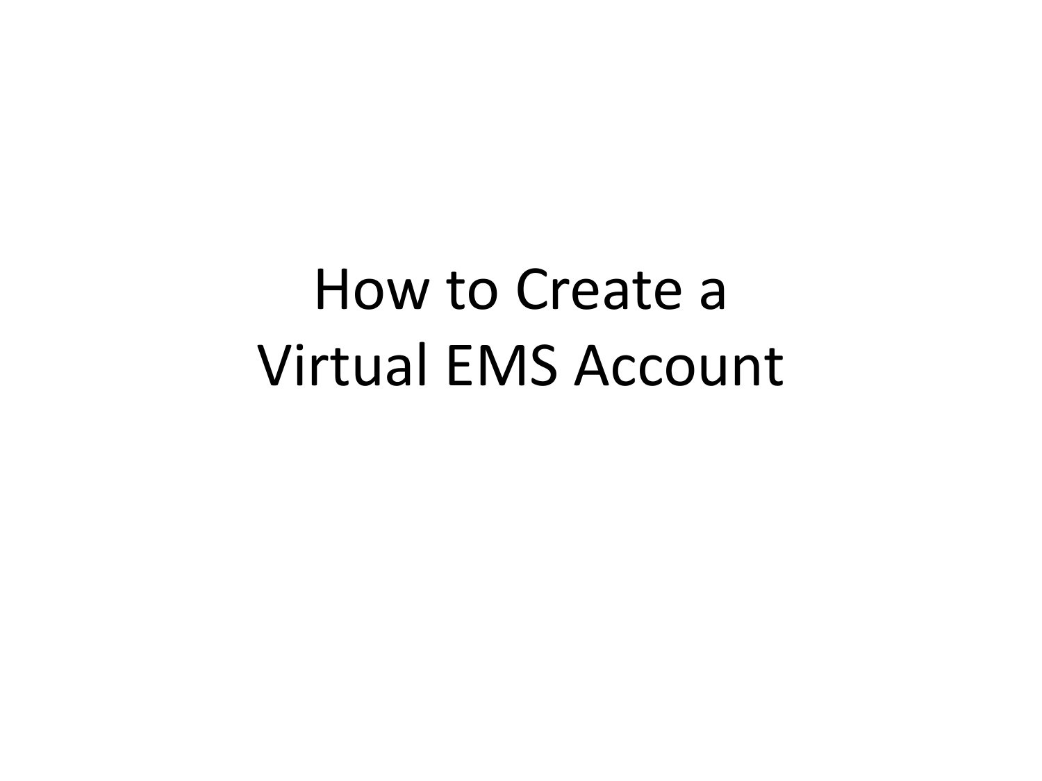# How to Create a Virtual EMS Account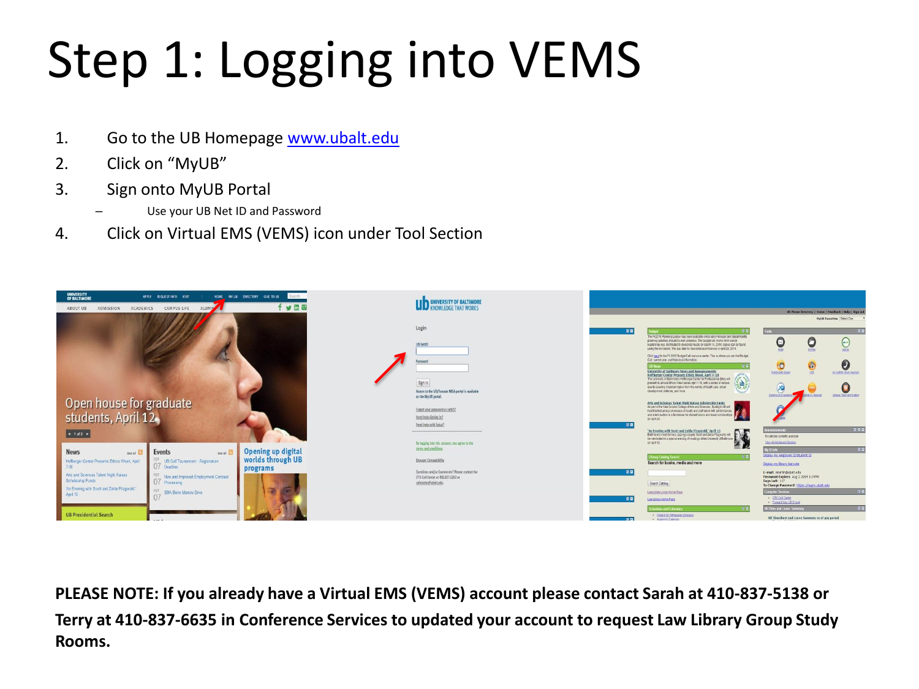# Step 1: Logging into VEMS

1. Go to the UB Homepage [www.ubalt.edu](http://www.ubalt.edu)
2. Click on “MyUB”
3. Sign onto MyUB Portal
   – Use your UB Net ID and Password
4. Click on Virtual EMS (VEMS) icon under Tool Section

**PLEASE NOTE: If you already have a Virtual EMS (VEMS) account please contact Sarah at 410-837-5138 or Terry at 410-837-6635 in Conference Services to updated your account to request Law Library Group Study Rooms.**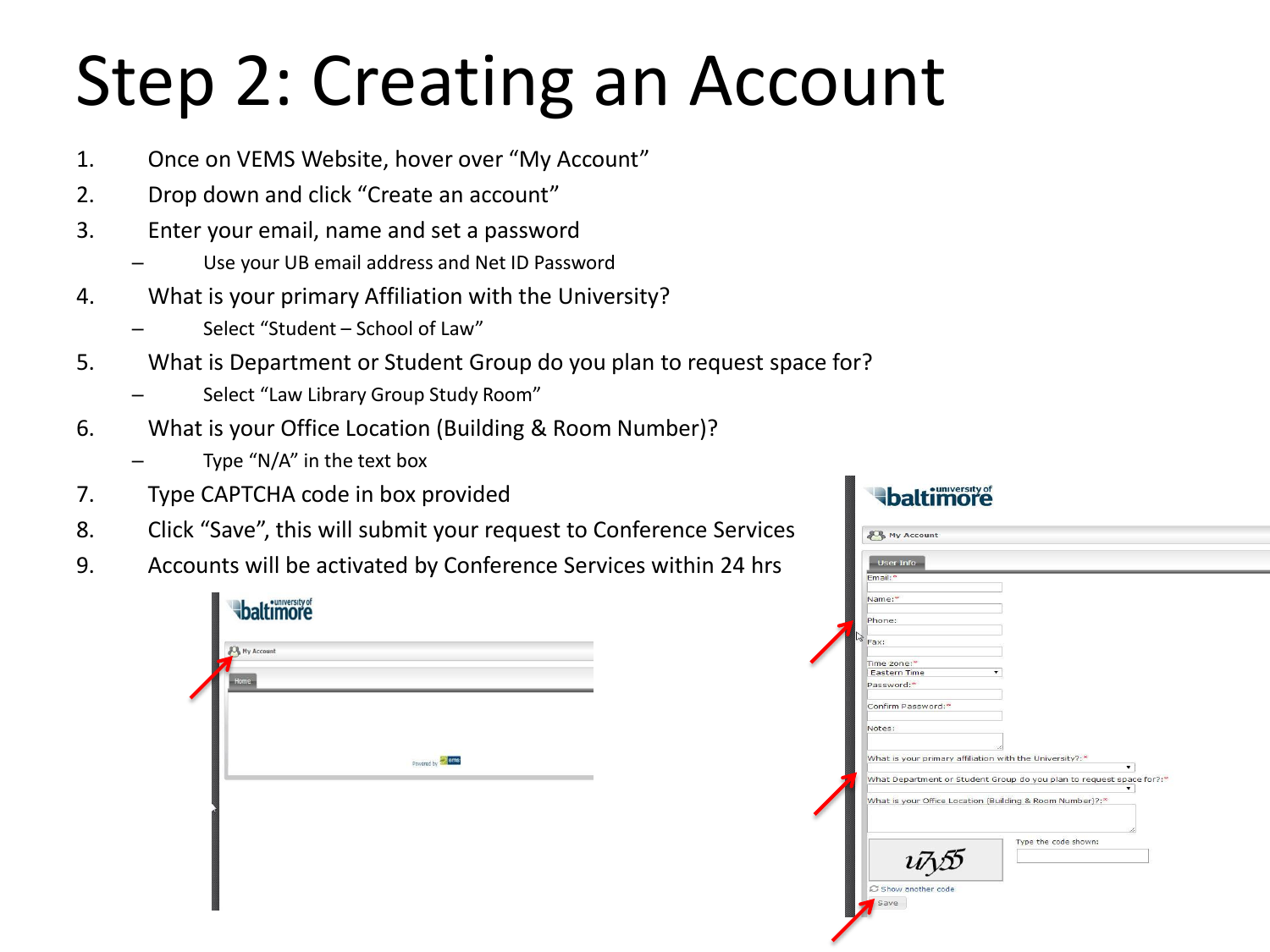# Step 2: Creating an Account

1. Once on VEMS Website, hover over "My Account"
2. Drop down and click "Create an account"
3. Enter your email, name and set a password
   - Use your UB email address and Net ID Password
4. What is your primary Affiliation with the University?
   - Select "Student – School of Law"
5. What is Department or Student Group do you plan to request space for?
   - Select "Law Library Group Study Room"
6. What is your Office Location (Building & Room Number)?
   - Type "N/A" in the text box
7. Type CAPTCHA code in box provided
8. Click "Save", this will submit your request to Conference Services
9. Accounts will be activated by Conference Services within 24 hrs